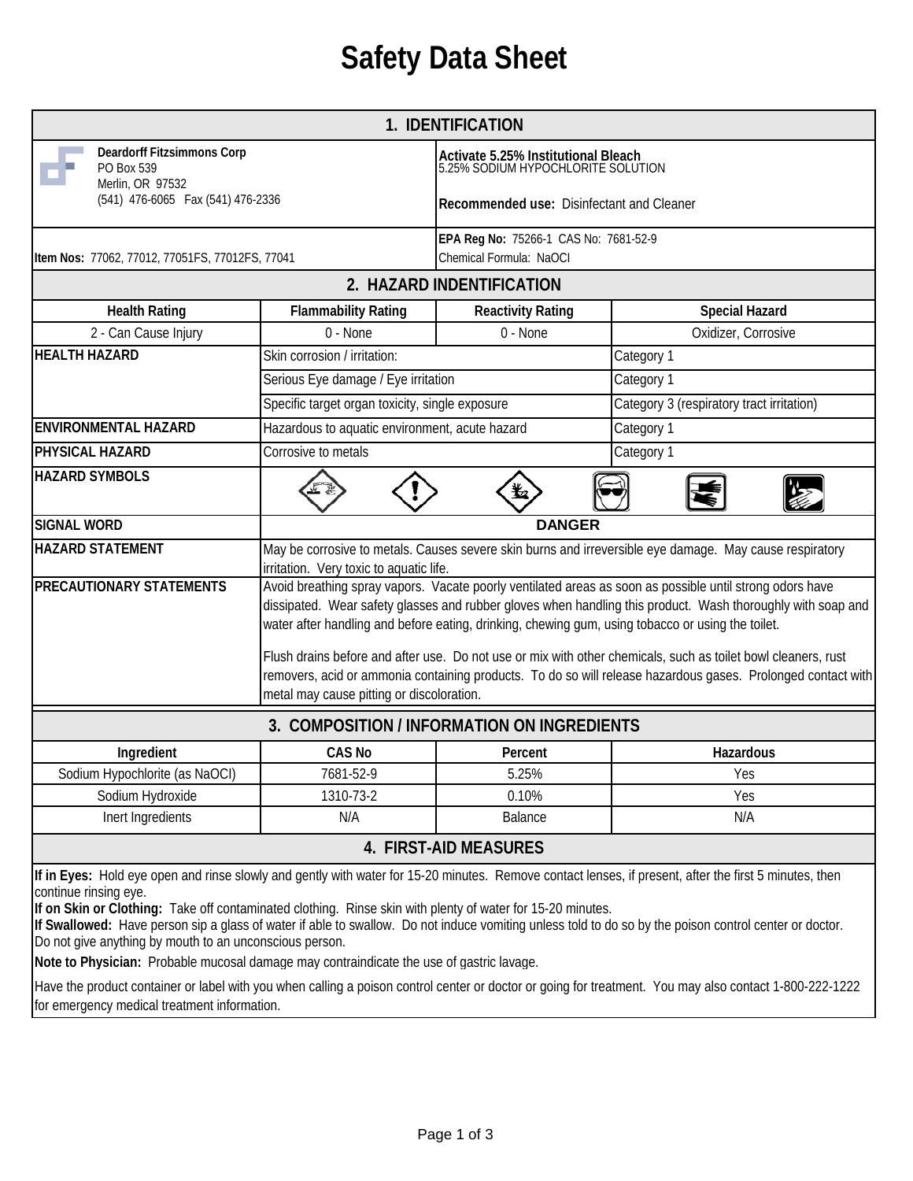# Safety Data Sheet

## 1. IDENTIFICATION

**Deardorff Fitzsimmons Corp**
PO Box 539
Merlin, OR 97532
(541) 476-6065 Fax (541) 476-2336

**Activate 5.25% Institutional Bleach**
5.25% SODIUM HYPOCHLORITE SOLUTION

**Recommended use:** Disinfectant and Cleaner

**Item Nos:** 77062, 77012, 77051FS, 77012FS, 77041

**EPA Reg No:** 75266-1 CAS No: 7681-52-9
Chemical Formula: NaOCl

## 2. HAZARD INDENTIFICATION

| Health Rating | Flammability Rating | Reactivity Rating | Special Hazard |
|---|---|---|---|
| 2 - Can Cause Injury | 0 - None | 0 - None | Oxidizer, Corrosive |

| | | |
|---|---|---|
| **HEALTH HAZARD** | Skin corrosion / irritation: | Category 1 |
| | Serious Eye damage / Eye irritation | Category 1 |
| | Specific target organ toxicity, single exposure | Category 3 (respiratory tract irritation) |
| **ENVIRONMENTAL HAZARD** | Hazardous to aquatic environment, acute hazard | Category 1 |
| **PHYSICAL HAZARD** | Corrosive to metals | Category 1 |

**HAZARD SYMBOLS**

**SIGNAL WORD:** **DANGER**

**HAZARD STATEMENT:** May be corrosive to metals. Causes severe skin burns and irreversible eye damage. May cause respiratory irritation. Very toxic to aquatic life.

**PRECAUTIONARY STATEMENTS:** Avoid breathing spray vapors. Vacate poorly ventilated areas as soon as possible until strong odors have dissipated. Wear safety glasses and rubber gloves when handling this product. Wash thoroughly with soap and water after handling and before eating, drinking, chewing gum, using tobacco or using the toilet.

Flush drains before and after use. Do not use or mix with other chemicals, such as toilet bowl cleaners, rust removers, acid or ammonia containing products. To do so will release hazardous gases. Prolonged contact with metal may cause pitting or discoloration.

## 3. COMPOSITION / INFORMATION ON INGREDIENTS

| Ingredient | CAS No | Percent | Hazardous |
|---|---|---|---|
| Sodium Hypochlorite (as NaOCl) | 7681-52-9 | 5.25% | Yes |
| Sodium Hydroxide | 1310-73-2 | 0.10% | Yes |
| Inert Ingredients | N/A | Balance | N/A |

## 4. FIRST-AID MEASURES

**If in Eyes:** Hold eye open and rinse slowly and gently with water for 15-20 minutes. Remove contact lenses, if present, after the first 5 minutes, then continue rinsing eye.
**If on Skin or Clothing:** Take off contaminated clothing. Rinse skin with plenty of water for 15-20 minutes.
**If Swallowed:** Have person sip a glass of water if able to swallow. Do not induce vomiting unless told to do so by the poison control center or doctor. Do not give anything by mouth to an unconscious person.

**Note to Physician:** Probable mucosal damage may contraindicate the use of gastric lavage.

Have the product container or label with you when calling a poison control center or doctor or going for treatment. You may also contact 1-800-222-1222 for emergency medical treatment information.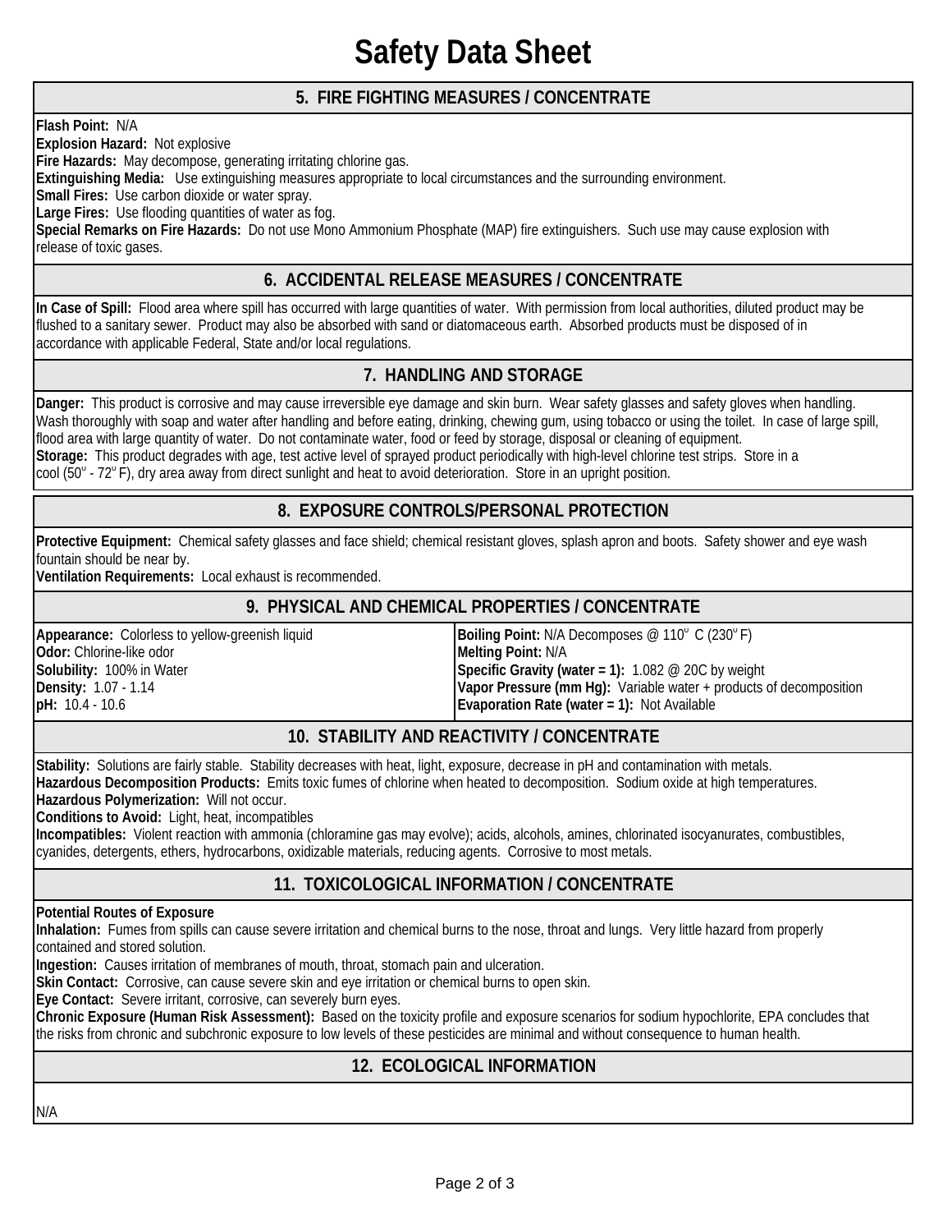# Safety Data Sheet

## 5. FIRE FIGHTING MEASURES / CONCENTRATE

**Flash Point:** N/A
**Explosion Hazard:** Not explosive
**Fire Hazards:** May decompose, generating irritating chlorine gas.
**Extinguishing Media:** Use extinguishing measures appropriate to local circumstances and the surrounding environment.
**Small Fires:** Use carbon dioxide or water spray.
**Large Fires:** Use flooding quantities of water as fog.
**Special Remarks on Fire Hazards:** Do not use Mono Ammonium Phosphate (MAP) fire extinguishers. Such use may cause explosion with release of toxic gases.

## 6. ACCIDENTAL RELEASE MEASURES / CONCENTRATE

**In Case of Spill:** Flood area where spill has occurred with large quantities of water. With permission from local authorities, diluted product may be flushed to a sanitary sewer. Product may also be absorbed with sand or diatomaceous earth. Absorbed products must be disposed of in accordance with applicable Federal, State and/or local regulations.

## 7. HANDLING AND STORAGE

**Danger:** This product is corrosive and may cause irreversible eye damage and skin burn. Wear safety glasses and safety gloves when handling. Wash thoroughly with soap and water after handling and before eating, drinking, chewing gum, using tobacco or using the toilet. In case of large spill, flood area with large quantity of water. Do not contaminate water, food or feed by storage, disposal or cleaning of equipment.
**Storage:** This product degrades with age, test active level of sprayed product periodically with high-level chlorine test strips. Store in a cool (50° - 72° F), dry area away from direct sunlight and heat to avoid deterioration. Store in an upright position.

## 8. EXPOSURE CONTROLS/PERSONAL PROTECTION

**Protective Equipment:** Chemical safety glasses and face shield; chemical resistant gloves, splash apron and boots. Safety shower and eye wash fountain should be near by.
**Ventilation Requirements:** Local exhaust is recommended.

## 9. PHYSICAL AND CHEMICAL PROPERTIES / CONCENTRATE

**Appearance:** Colorless to yellow-greenish liquid
**Odor:** Chlorine-like odor
**Solubility:** 100% in Water
**Density:** 1.07 - 1.14
**pH:** 10.4 - 10.6

**Boiling Point:** N/A Decomposes @ 110° C (230° F)
**Melting Point:** N/A
**Specific Gravity (water = 1):** 1.082 @ 20C by weight
**Vapor Pressure (mm Hg):** Variable water + products of decomposition
**Evaporation Rate (water = 1):** Not Available

## 10. STABILITY AND REACTIVITY / CONCENTRATE

**Stability:** Solutions are fairly stable. Stability decreases with heat, light, exposure, decrease in pH and contamination with metals.
**Hazardous Decomposition Products:** Emits toxic fumes of chlorine when heated to decomposition. Sodium oxide at high temperatures.
**Hazardous Polymerization:** Will not occur.
**Conditions to Avoid:** Light, heat, incompatibles
**Incompatibles:** Violent reaction with ammonia (chloramine gas may evolve); acids, alcohols, amines, chlorinated isocyanurates, combustibles, cyanides, detergents, ethers, hydrocarbons, oxidizable materials, reducing agents. Corrosive to most metals.

## 11. TOXICOLOGICAL INFORMATION / CONCENTRATE

**Potential Routes of Exposure**
**Inhalation:** Fumes from spills can cause severe irritation and chemical burns to the nose, throat and lungs. Very little hazard from properly contained and stored solution.
**Ingestion:** Causes irritation of membranes of mouth, throat, stomach pain and ulceration.
**Skin Contact:** Corrosive, can cause severe skin and eye irritation or chemical burns to open skin.
**Eye Contact:** Severe irritant, corrosive, can severely burn eyes.
**Chronic Exposure (Human Risk Assessment):** Based on the toxicity profile and exposure scenarios for sodium hypochlorite, EPA concludes that the risks from chronic and subchronic exposure to low levels of these pesticides are minimal and without consequence to human health.

## 12. ECOLOGICAL INFORMATION

N/A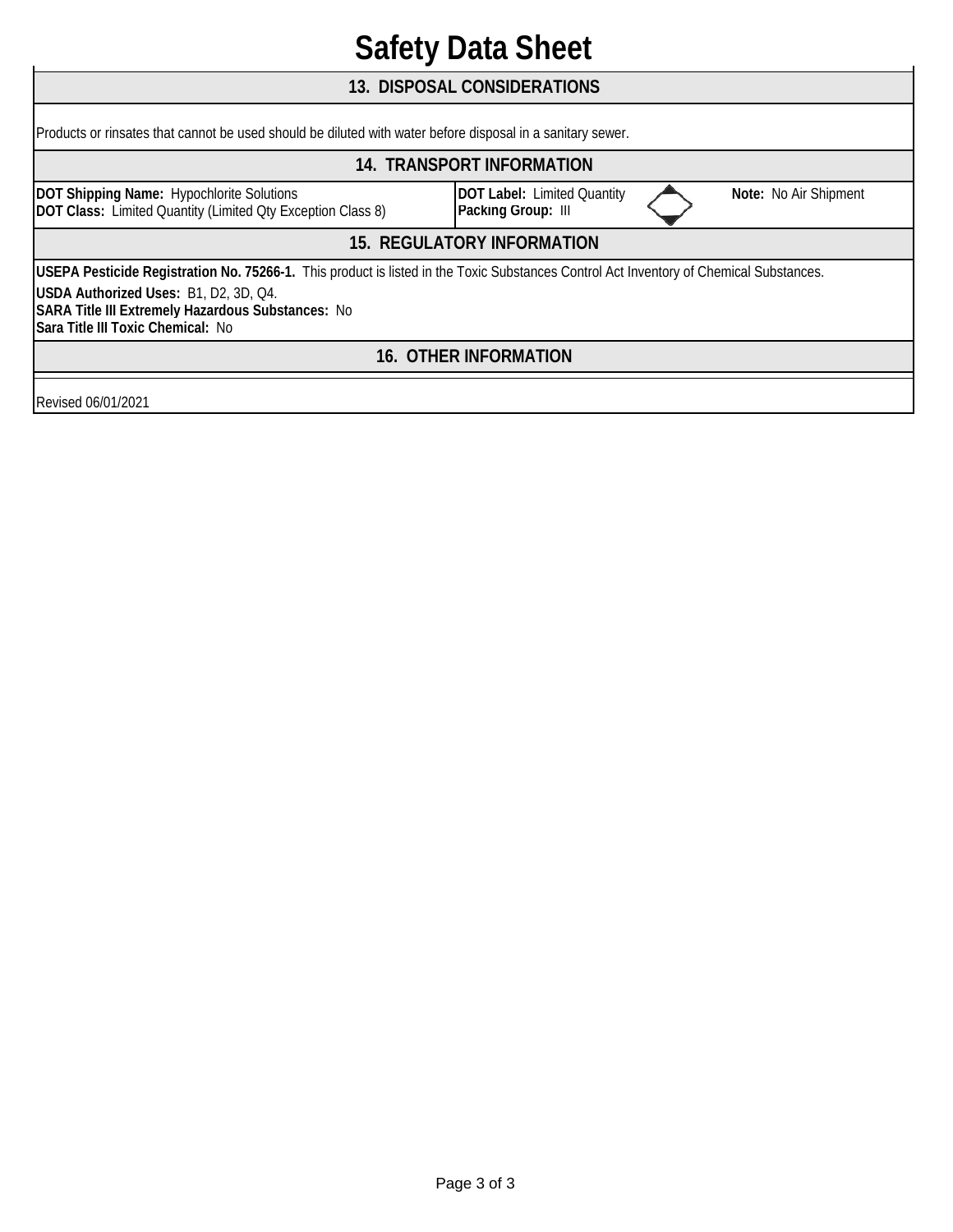# Safety Data Sheet

## 13. DISPOSAL CONSIDERATIONS

Products or rinsates that cannot be used should be diluted with water before disposal in a sanitary sewer.

## 14. TRANSPORT INFORMATION

**DOT Shipping Name:** Hypochlorite Solutions
**DOT Class:** Limited Quantity (Limited Qty Exception Class 8)

**DOT Label:** Limited Quantity
**Packing Group:** III

**Note:** No Air Shipment

## 15. REGULATORY INFORMATION

**USEPA Pesticide Registration No. 75266-1.** This product is listed in the Toxic Substances Control Act Inventory of Chemical Substances.

**USDA Authorized Uses:** B1, D2, 3D, Q4.
**SARA Title III Extremely Hazardous Substances:** No
**Sara Title III Toxic Chemical:** No

## 16. OTHER INFORMATION

Revised 06/01/2021